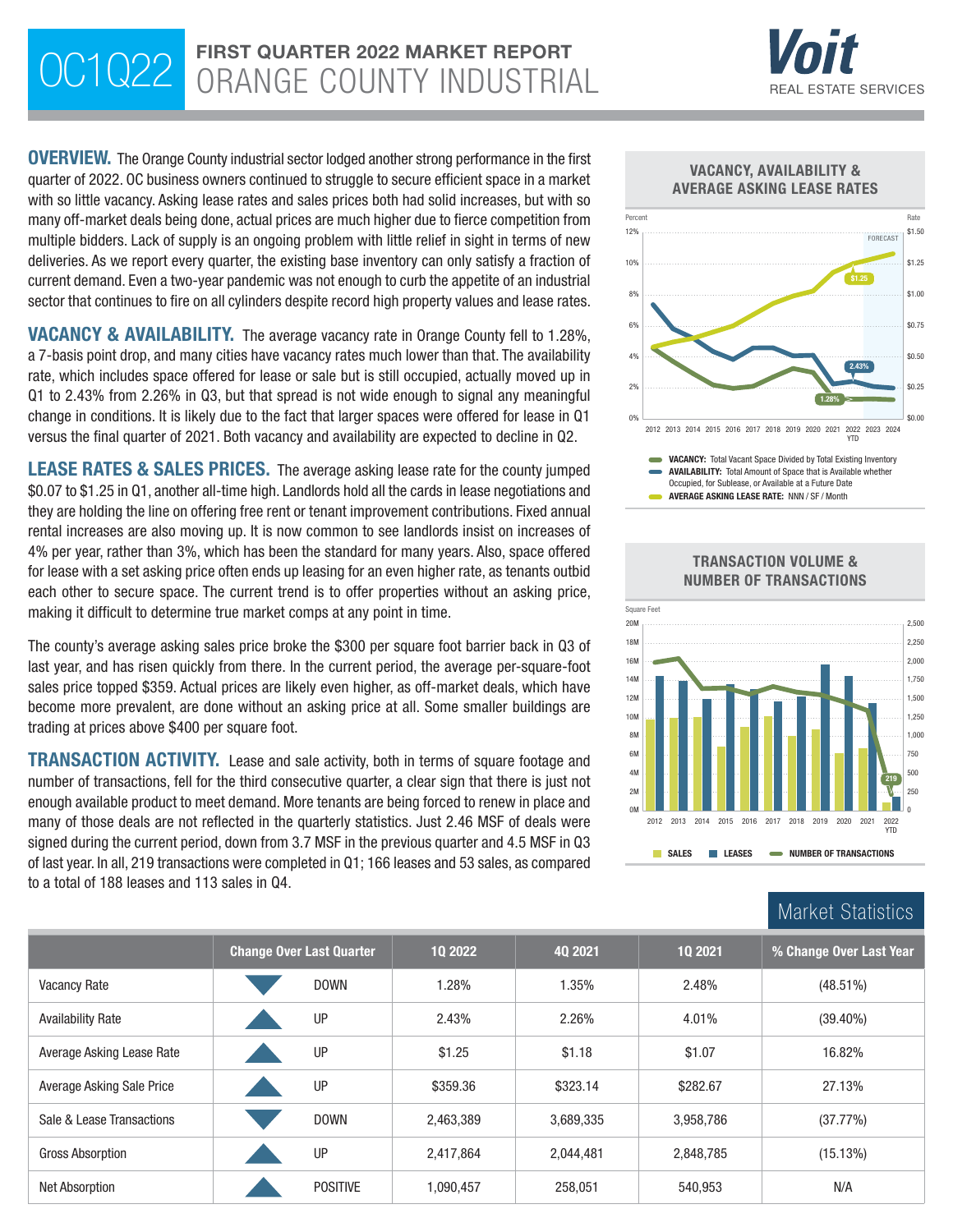# OC1Q22 FIRST QUARTER 2022 MARKET REPORT
# ORANGE COUNTY INDUSTRIAL

Voit REAL ESTATE SERVICES

**OVERVIEW.** The Orange County industrial sector lodged another strong performance in the first quarter of 2022. OC business owners continued to struggle to secure efficient space in a market with so little vacancy. Asking lease rates and sales prices both had solid increases, but with so many off-market deals being done, actual prices are much higher due to fierce competition from multiple bidders. Lack of supply is an ongoing problem with little relief in sight in terms of new deliveries. As we report every quarter, the existing base inventory can only satisfy a fraction of current demand. Even a two-year pandemic was not enough to curb the appetite of an industrial sector that continues to fire on all cylinders despite record high property values and lease rates.

**VACANCY & AVAILABILITY.** The average vacancy rate in Orange County fell to 1.28%, a 7-basis point drop, and many cities have vacancy rates much lower than that. The availability rate, which includes space offered for lease or sale but is still occupied, actually moved up in Q1 to 2.43% from 2.26% in Q3, but that spread is not wide enough to signal any meaningful change in conditions. It is likely due to the fact that larger spaces were offered for lease in Q1 versus the final quarter of 2021. Both vacancy and availability are expected to decline in Q2.

**LEASE RATES & SALES PRICES.** The average asking lease rate for the county jumped $0.07 to $1.25 in Q1, another all-time high. Landlords hold all the cards in lease negotiations and they are holding the line on offering free rent or tenant improvement contributions. Fixed annual rental increases are also moving up. It is now common to see landlords insist on increases of 4% per year, rather than 3%, which has been the standard for many years. Also, space offered for lease with a set asking price often ends up leasing for an even higher rate, as tenants outbid each other to secure space. The current trend is to offer properties without an asking price, making it difficult to determine true market comps at any point in time.

The county's average asking sales price broke the $300 per square foot barrier back in Q3 of last year, and has risen quickly from there. In the current period, the average per-square-foot sales price topped $359. Actual prices are likely even higher, as off-market deals, which have become more prevalent, are done without an asking price at all. Some smaller buildings are trading at prices above $400 per square foot.

**TRANSACTION ACTIVITY.** Lease and sale activity, both in terms of square footage and number of transactions, fell for the third consecutive quarter, a clear sign that there is just not enough available product to meet demand. More tenants are being forced to renew in place and many of those deals are not reflected in the quarterly statistics. Just 2.46 MSF of deals were signed during the current period, down from 3.7 MSF in the previous quarter and 4.5 MSF in Q3 of last year. In all, 219 transactions were completed in Q1; 166 leases and 53 sales, as compared to a total of 188 leases and 113 sales in Q4.

### VACANCY, AVAILABILITY & AVERAGE ASKING LEASE RATES

- **VACANCY:** Total Vacant Space Divided by Total Existing Inventory
- **AVAILABILITY:** Total Amount of Space that is Available whether Occupied, for Sublease, or Available at a Future Date
- **AVERAGE ASKING LEASE RATE:** NNN / SF / Month

### TRANSACTION VOLUME & NUMBER OF TRANSACTIONS

SALES | LEASES | NUMBER OF TRANSACTIONS

## Market Statistics

| | Change Over Last Quarter | 1Q 2022 | 4Q 2021 | 1Q 2021 | % Change Over Last Year |
|---|---|---|---|---|---|
| Vacancy Rate | DOWN | 1.28% | 1.35% | 2.48% | (48.51%) |
| Availability Rate | UP | 2.43% | 2.26% | 4.01% | (39.40%) |
| Average Asking Lease Rate | UP | $1.25 | $1.18 | $1.07 | 16.82% |
| Average Asking Sale Price | UP | $359.36 | $323.14 | $282.67 | 27.13% |
| Sale & Lease Transactions | DOWN | 2,463,389 | 3,689,335 | 3,958,786 | (37.77%) |
| Gross Absorption | UP | 2,417,864 | 2,044,481 | 2,848,785 | (15.13%) |
| Net Absorption | POSITIVE | 1,090,457 | 258,051 | 540,953 | N/A |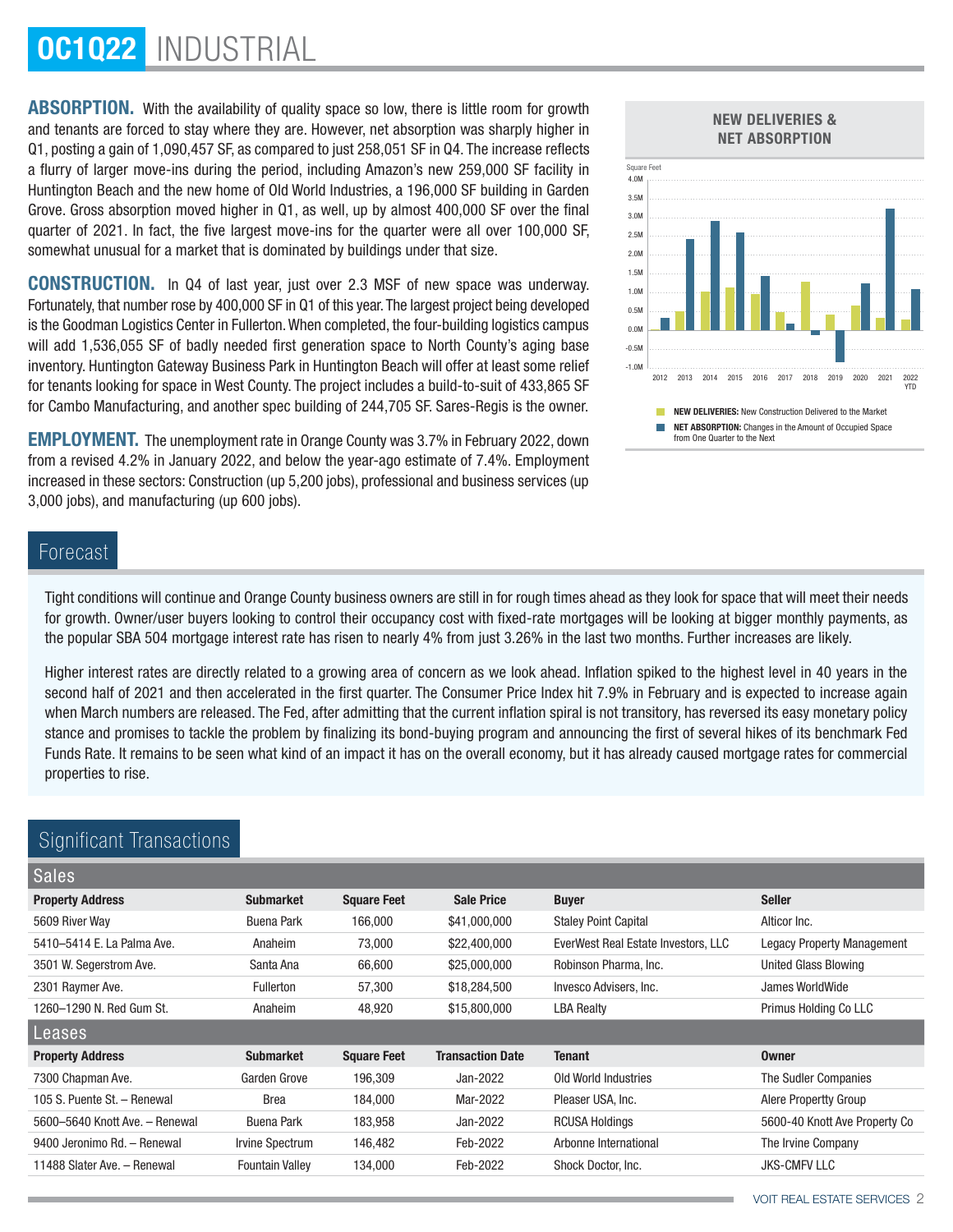# OC1Q22 INDUSTRIAL

**ABSORPTION.** With the availability of quality space so low, there is little room for growth and tenants are forced to stay where they are. However, net absorption was sharply higher in Q1, posting a gain of 1,090,457 SF, as compared to just 258,051 SF in Q4. The increase reflects a flurry of larger move-ins during the period, including Amazon's new 259,000 SF facility in Huntington Beach and the new home of Old World Industries, a 196,000 SF building in Garden Grove. Gross absorption moved higher in Q1, as well, up by almost 400,000 SF over the final quarter of 2021. In fact, the five largest move-ins for the quarter were all over 100,000 SF, somewhat unusual for a market that is dominated by buildings under that size.

**CONSTRUCTION.** In Q4 of last year, just over 2.3 MSF of new space was underway. Fortunately, that number rose by 400,000 SF in Q1 of this year. The largest project being developed is the Goodman Logistics Center in Fullerton. When completed, the four-building logistics campus will add 1,536,055 SF of badly needed first generation space to North County's aging base inventory. Huntington Gateway Business Park in Huntington Beach will offer at least some relief for tenants looking for space in West County. The project includes a build-to-suit of 433,865 SF for Cambo Manufacturing, and another spec building of 244,705 SF. Sares-Regis is the owner.

**EMPLOYMENT.** The unemployment rate in Orange County was 3.7% in February 2022, down from a revised 4.2% in January 2022, and below the year-ago estimate of 7.4%. Employment increased in these sectors: Construction (up 5,200 jobs), professional and business services (up 3,000 jobs), and manufacturing (up 600 jobs).

**NEW DELIVERIES & NET ABSORPTION**

Square Feet

- **NEW DELIVERIES:** New Construction Delivered to the Market
- **NET ABSORPTION:** Changes in the Amount of Occupied Space from One Quarter to the Next

## Forecast

Tight conditions will continue and Orange County business owners are still in for rough times ahead as they look for space that will meet their needs for growth. Owner/user buyers looking to control their occupancy cost with fixed-rate mortgages will be looking at bigger monthly payments, as the popular SBA 504 mortgage interest rate has risen to nearly 4% from just 3.26% in the last two months. Further increases are likely.

Higher interest rates are directly related to a growing area of concern as we look ahead. Inflation spiked to the highest level in 40 years in the second half of 2021 and then accelerated in the first quarter. The Consumer Price Index hit 7.9% in February and is expected to increase again when March numbers are released. The Fed, after admitting that the current inflation spiral is not transitory, has reversed its easy monetary policy stance and promises to tackle the problem by finalizing its bond-buying program and announcing the first of several hikes of its benchmark Fed Funds Rate. It remains to be seen what kind of an impact it has on the overall economy, but it has already caused mortgage rates for commercial properties to rise.

## Significant Transactions

### Sales

| Property Address | Submarket | Square Feet | Sale Price | Buyer | Seller |
|---|---|---|---|---|---|
| 5609 River Way | Buena Park | 166,000 | $41,000,000 | Staley Point Capital | Alticor Inc. |
| 5410–5414 E. La Palma Ave. | Anaheim | 73,000 | $22,400,000 | EverWest Real Estate Investors, LLC | Legacy Property Management |
| 3501 W. Segerstrom Ave. | Santa Ana | 66,600 | $25,000,000 | Robinson Pharma, Inc. | United Glass Blowing |
| 2301 Raymer Ave. | Fullerton | 57,300 | $18,284,500 | Invesco Advisers, Inc. | James WorldWide |
| 1260–1290 N. Red Gum St. | Anaheim | 48,920 | $15,800,000 | LBA Realty | Primus Holding Co LLC |

### Leases

| Property Address | Submarket | Square Feet | Transaction Date | Tenant | Owner |
|---|---|---|---|---|---|
| 7300 Chapman Ave. | Garden Grove | 196,309 | Jan-2022 | Old World Industries | The Sudler Companies |
| 105 S. Puente St. – Renewal | Brea | 184,000 | Mar-2022 | Pleaser USA, Inc. | Alere Propertty Group |
| 5600–5640 Knott Ave. – Renewal | Buena Park | 183,958 | Jan-2022 | RCUSA Holdings | 5600-40 Knott Ave Property Co |
| 9400 Jeronimo Rd. – Renewal | Irvine Spectrum | 146,482 | Feb-2022 | Arbonne International | The Irvine Company |
| 11488 Slater Ave. – Renewal | Fountain Valley | 134,000 | Feb-2022 | Shock Doctor, Inc. | JKS-CMFV LLC |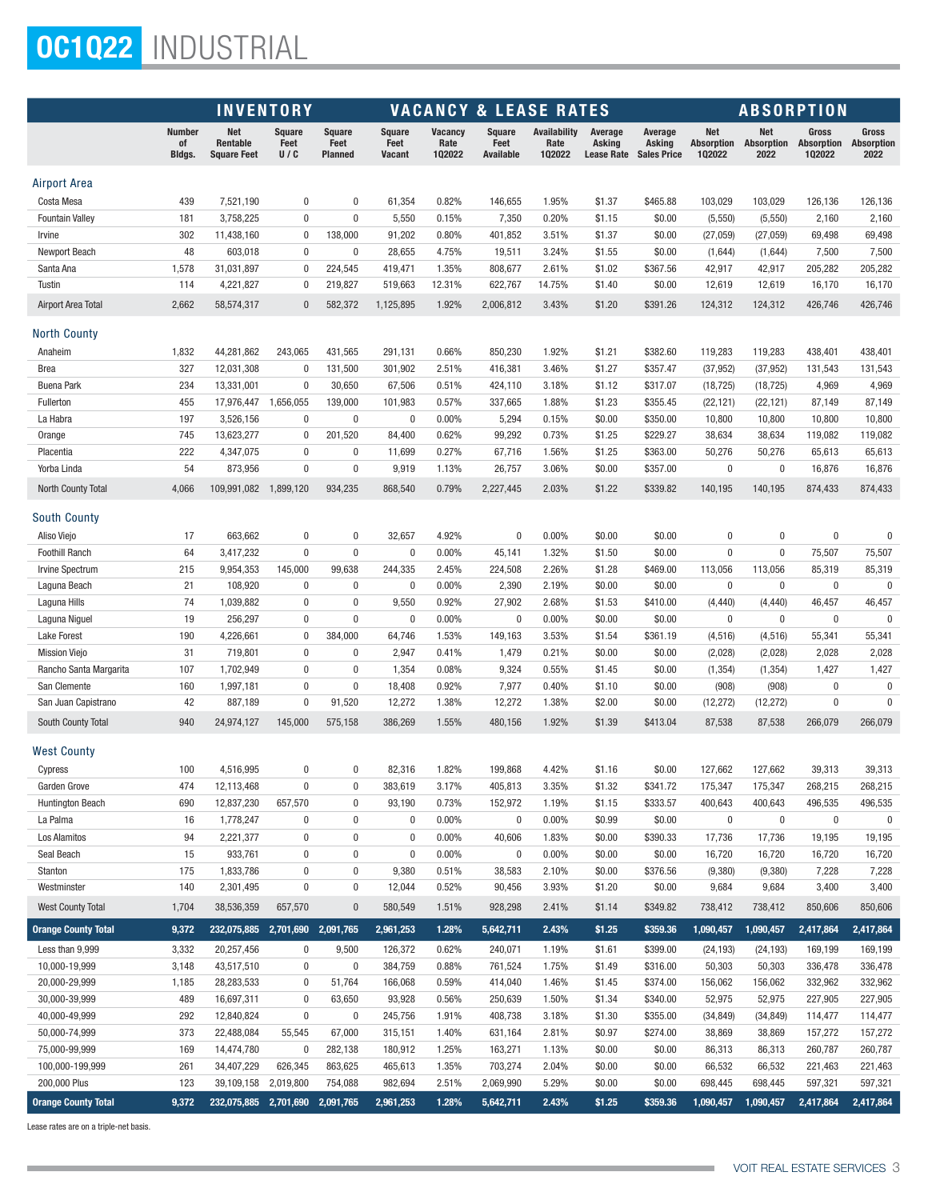# OC1Q22 INDUSTRIAL

| | INVENTORY | | | | VACANCY & LEASE RATES | | | | | | ABSORPTION | | | |
|---|---|---|---|---|---|---|---|---|---|---|---|---|---|---|
| | Number of Bldgs. | Net Rentable Square Feet | Square Feet U / C | Square Feet Planned | Square Feet Vacant | Vacancy Rate 1Q2022 | Square Feet Available | Availability Rate 1Q2022 | Average Asking Lease Rate | Average Asking Sales Price | Net Absorption 1Q2022 | Net Absorption 2022 | Gross Absorption 1Q2022 | Gross Absorption 2022 |
| **Airport Area** | | | | | | | | | | | | | | |
| Costa Mesa | 439 | 7,521,190 | 0 | 0 | 61,354 | 0.82% | 146,655 | 1.95% | $1.37 | $465.88 | 103,029 | 103,029 | 126,136 | 126,136 |
| Fountain Valley | 181 | 3,758,225 | 0 | 0 | 5,550 | 0.15% | 7,350 | 0.20% | $1.15 | $0.00 | (5,550) | (5,550) | 2,160 | 2,160 |
| Irvine | 302 | 11,438,160 | 0 | 138,000 | 91,202 | 0.80% | 401,852 | 3.51% | $1.37 | $0.00 | (27,059) | (27,059) | 69,498 | 69,498 |
| Newport Beach | 48 | 603,018 | 0 | 0 | 28,655 | 4.75% | 19,511 | 3.24% | $1.55 | $0.00 | (1,644) | (1,644) | 7,500 | 7,500 |
| Santa Ana | 1,578 | 31,031,897 | 0 | 224,545 | 419,471 | 1.35% | 808,677 | 2.61% | $1.02 | $367.56 | 42,917 | 42,917 | 205,282 | 205,282 |
| Tustin | 114 | 4,221,827 | 0 | 219,827 | 519,663 | 12.31% | 622,767 | 14.75% | $1.40 | $0.00 | 12,619 | 12,619 | 16,170 | 16,170 |
| Airport Area Total | 2,662 | 58,574,317 | 0 | 582,372 | 1,125,895 | 1.92% | 2,006,812 | 3.43% | $1.20 | $391.26 | 124,312 | 124,312 | 426,746 | 426,746 |
| **North County** | | | | | | | | | | | | | | |
| Anaheim | 1,832 | 44,281,862 | 243,065 | 431,565 | 291,131 | 0.66% | 850,230 | 1.92% | $1.21 | $382.60 | 119,283 | 119,283 | 438,401 | 438,401 |
| Brea | 327 | 12,031,308 | 0 | 131,500 | 301,902 | 2.51% | 416,381 | 3.46% | $1.27 | $357.47 | (37,952) | (37,952) | 131,543 | 131,543 |
| Buena Park | 234 | 13,331,001 | 0 | 30,650 | 67,506 | 0.51% | 424,110 | 3.18% | $1.12 | $317.07 | (18,725) | (18,725) | 4,969 | 4,969 |
| Fullerton | 455 | 17,976,447 | 1,656,055 | 139,000 | 101,983 | 0.57% | 337,665 | 1.88% | $1.23 | $355.45 | (22,121) | (22,121) | 87,149 | 87,149 |
| La Habra | 197 | 3,526,156 | 0 | 0 | 0 | 0.00% | 5,294 | 0.15% | $0.00 | $350.00 | 10,800 | 10,800 | 10,800 | 10,800 |
| Orange | 745 | 13,623,277 | 0 | 201,520 | 84,400 | 0.62% | 99,292 | 0.73% | $1.25 | $229.27 | 38,634 | 38,634 | 119,082 | 119,082 |
| Placentia | 222 | 4,347,075 | 0 | 0 | 11,699 | 0.27% | 67,716 | 1.56% | $1.25 | $363.00 | 50,276 | 50,276 | 65,613 | 65,613 |
| Yorba Linda | 54 | 873,956 | 0 | 0 | 9,919 | 1.13% | 26,757 | 3.06% | $0.00 | $357.00 | 0 | 0 | 16,876 | 16,876 |
| North County Total | 4,066 | 109,991,082 | 1,899,120 | 934,235 | 868,540 | 0.79% | 2,227,445 | 2.03% | $1.22 | $339.82 | 140,195 | 140,195 | 874,433 | 874,433 |
| **South County** | | | | | | | | | | | | | | |
| Aliso Viejo | 17 | 663,662 | 0 | 0 | 32,657 | 4.92% | 0 | 0.00% | $0.00 | $0.00 | 0 | 0 | 0 | 0 |
| Foothill Ranch | 64 | 3,417,232 | 0 | 0 | 0 | 0.00% | 45,141 | 1.32% | $1.50 | $0.00 | 0 | 0 | 75,507 | 75,507 |
| Irvine Spectrum | 215 | 9,954,353 | 145,000 | 99,638 | 244,335 | 2.45% | 224,508 | 2.26% | $1.28 | $469.00 | 113,056 | 113,056 | 85,319 | 85,319 |
| Laguna Beach | 21 | 108,920 | 0 | 0 | 0 | 0.00% | 2,390 | 2.19% | $0.00 | $0.00 | 0 | 0 | 0 | 0 |
| Laguna Hills | 74 | 1,039,882 | 0 | 0 | 9,550 | 0.92% | 27,902 | 2.68% | $1.53 | $410.00 | (4,440) | (4,440) | 46,457 | 46,457 |
| Laguna Niguel | 19 | 256,297 | 0 | 0 | 0 | 0.00% | 0 | 0.00% | $0.00 | $0.00 | 0 | 0 | 0 | 0 |
| Lake Forest | 190 | 4,226,661 | 0 | 384,000 | 64,746 | 1.53% | 149,163 | 3.53% | $1.54 | $361.19 | (4,516) | (4,516) | 55,341 | 55,341 |
| Mission Viejo | 31 | 719,801 | 0 | 0 | 2,947 | 0.41% | 1,479 | 0.21% | $0.00 | $0.00 | (2,028) | (2,028) | 2,028 | 2,028 |
| Rancho Santa Margarita | 107 | 1,702,949 | 0 | 0 | 1,354 | 0.08% | 9,324 | 0.55% | $1.45 | $0.00 | (1,354) | (1,354) | 1,427 | 1,427 |
| San Clemente | 160 | 1,997,181 | 0 | 0 | 18,408 | 0.92% | 7,977 | 0.40% | $1.10 | $0.00 | (908) | (908) | 0 | 0 |
| San Juan Capistrano | 42 | 887,189 | 0 | 91,520 | 12,272 | 1.38% | 12,272 | 1.38% | $2.00 | $0.00 | (12,272) | (12,272) | 0 | 0 |
| South County Total | 940 | 24,974,127 | 145,000 | 575,158 | 386,269 | 1.55% | 480,156 | 1.92% | $1.39 | $413.04 | 87,538 | 87,538 | 266,079 | 266,079 |
| **West County** | | | | | | | | | | | | | | |
| Cypress | 100 | 4,516,995 | 0 | 0 | 82,316 | 1.82% | 199,868 | 4.42% | $1.16 | $0.00 | 127,662 | 127,662 | 39,313 | 39,313 |
| Garden Grove | 474 | 12,113,468 | 0 | 0 | 383,619 | 3.17% | 405,813 | 3.35% | $1.32 | $341.72 | 175,347 | 175,347 | 268,215 | 268,215 |
| Huntington Beach | 690 | 12,837,230 | 657,570 | 0 | 93,190 | 0.73% | 152,972 | 1.19% | $1.15 | $333.57 | 400,643 | 400,643 | 496,535 | 496,535 |
| La Palma | 16 | 1,778,247 | 0 | 0 | 0 | 0.00% | 0 | 0.00% | $0.99 | $0.00 | 0 | 0 | 0 | 0 |
| Los Alamitos | 94 | 2,221,377 | 0 | 0 | 0 | 0.00% | 40,606 | 1.83% | $0.00 | $390.33 | 17,736 | 17,736 | 19,195 | 19,195 |
| Seal Beach | 15 | 933,761 | 0 | 0 | 0 | 0.00% | 0 | 0.00% | $0.00 | $0.00 | 16,720 | 16,720 | 16,720 | 16,720 |
| Stanton | 175 | 1,833,786 | 0 | 0 | 9,380 | 0.51% | 38,583 | 2.10% | $0.00 | $376.56 | (9,380) | (9,380) | 7,228 | 7,228 |
| Westminster | 140 | 2,301,495 | 0 | 0 | 12,044 | 0.52% | 90,456 | 3.93% | $1.20 | $0.00 | 9,684 | 9,684 | 3,400 | 3,400 |
| West County Total | 1,704 | 38,536,359 | 657,570 | 0 | 580,549 | 1.51% | 928,298 | 2.41% | $1.14 | $349.82 | 738,412 | 738,412 | 850,606 | 850,606 |
| **Orange County Total** | **9,372** | **232,075,885** | **2,701,690** | **2,091,765** | **2,961,253** | **1.28%** | **5,642,711** | **2.43%** | **$1.25** | **$359.36** | **1,090,457** | **1,090,457** | **2,417,864** | **2,417,864** |
| Less than 9,999 | 3,332 | 20,257,456 | 0 | 9,500 | 126,372 | 0.62% | 240,071 | 1.19% | $1.61 | $399.00 | (24,193) | (24,193) | 169,199 | 169,199 |
| 10,000-19,999 | 3,148 | 43,517,510 | 0 | 0 | 384,759 | 0.88% | 761,524 | 1.75% | $1.49 | $316.00 | 50,303 | 50,303 | 336,478 | 336,478 |
| 20,000-29,999 | 1,185 | 28,283,533 | 0 | 51,764 | 166,068 | 0.59% | 414,040 | 1.46% | $1.45 | $374.00 | 156,062 | 156,062 | 332,962 | 332,962 |
| 30,000-39,999 | 489 | 16,697,311 | 0 | 63,650 | 93,928 | 0.56% | 250,639 | 1.50% | $1.34 | $340.00 | 52,975 | 52,975 | 227,905 | 227,905 |
| 40,000-49,999 | 292 | 12,840,824 | 0 | 0 | 245,756 | 1.91% | 408,738 | 3.18% | $1.30 | $355.00 | (34,849) | (34,849) | 114,477 | 114,477 |
| 50,000-74,999 | 373 | 22,488,084 | 55,545 | 67,000 | 315,151 | 1.40% | 631,164 | 2.81% | $0.97 | $274.00 | 38,869 | 38,869 | 157,272 | 157,272 |
| 75,000-99,999 | 169 | 14,474,780 | 0 | 282,138 | 180,912 | 1.25% | 163,271 | 1.13% | $0.00 | $0.00 | 86,313 | 86,313 | 260,787 | 260,787 |
| 100,000-199,999 | 261 | 34,407,229 | 626,345 | 863,625 | 465,613 | 1.35% | 703,274 | 2.04% | $0.00 | $0.00 | 66,532 | 66,532 | 221,463 | 221,463 |
| 200,000 Plus | 123 | 39,109,158 | 2,019,800 | 754,088 | 982,694 | 2.51% | 2,069,990 | 5.29% | $0.00 | $0.00 | 698,445 | 698,445 | 597,321 | 597,321 |
| **Orange County Total** | **9,372** | **232,075,885** | **2,701,690** | **2,091,765** | **2,961,253** | **1.28%** | **5,642,711** | **2.43%** | **$1.25** | **$359.36** | **1,090,457** | **1,090,457** | **2,417,864** | **2,417,864** |

Lease rates are on a triple-net basis.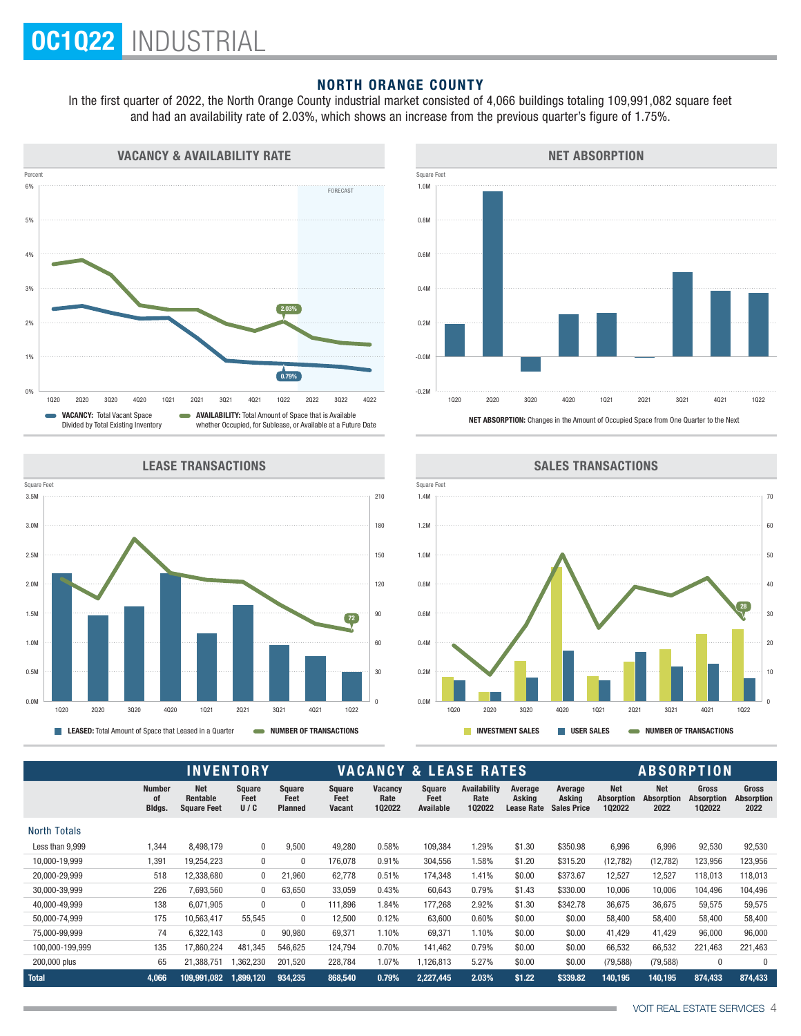# OC1Q22 INDUSTRIAL

## NORTH ORANGE COUNTY

In the first quarter of 2022, the North Orange County industrial market consisted of 4,066 buildings totaling 109,991,082 square feet and had an availability rate of 2.03%, which shows an increase from the previous quarter's figure of 1.75%.

### VACANCY & AVAILABILITY RATE

**VACANCY:** Total Vacant Space Divided by Total Existing Inventory

**AVAILABILITY:** Total Amount of Space that is Available whether Occupied, for Sublease, or Available at a Future Date

### NET ABSORPTION

**NET ABSORPTION:** Changes in the Amount of Occupied Space from One Quarter to the Next

### LEASE TRANSACTIONS

**LEASED:** Total Amount of Space that Leased in a Quarter

**NUMBER OF TRANSACTIONS**

### SALES TRANSACTIONS

**INVESTMENT SALES** **USER SALES** **NUMBER OF TRANSACTIONS**

| | INVENTORY | | | | VACANCY & LEASE RATES | | | | | | ABSORPTION | | | |
|---|---|---|---|---|---|---|---|---|---|---|---|---|---|---|
| | Number of Bldgs. | Net Rentable Square Feet | Square Feet U / C | Square Feet Planned | Square Feet Vacant | Vacancy Rate 1Q2022 | Square Feet Available | Availability Rate 1Q2022 | Average Asking Lease Rate | Average Asking Sales Price | Net Absorption 1Q2022 | Net Absorption 2022 | Gross Absorption 1Q2022 | Gross Absorption 2022 |
| **North Totals** | | | | | | | | | | | | | | |
| Less than 9,999 | 1,344 | 8,498,179 | 0 | 9,500 | 49,280 | 0.58% | 109,384 | 1.29% | $1.30 | $350.98 | 6,996 | 6,996 | 92,530 | 92,530 |
| 10,000-19,999 | 1,391 | 19,254,223 | 0 | 0 | 176,078 | 0.91% | 304,556 | 1.58% | $1.20 | $315.20 | (12,782) | (12,782) | 123,956 | 123,956 |
| 20,000-29,999 | 518 | 12,338,680 | 0 | 21,960 | 62,778 | 0.51% | 174,348 | 1.41% | $0.00 | $373.67 | 12,527 | 12,527 | 118,013 | 118,013 |
| 30,000-39,999 | 226 | 7,693,560 | 0 | 63,650 | 33,059 | 0.43% | 60,643 | 0.79% | $1.43 | $330.00 | 10,006 | 10,006 | 104,496 | 104,496 |
| 40,000-49,999 | 138 | 6,071,905 | 0 | 0 | 111,896 | 1.84% | 177,268 | 2.92% | $1.30 | $342.78 | 36,675 | 36,675 | 59,575 | 59,575 |
| 50,000-74,999 | 175 | 10,563,417 | 55,545 | 0 | 12,500 | 0.12% | 63,600 | 0.60% | $0.00 | $0.00 | 58,400 | 58,400 | 58,400 | 58,400 |
| 75,000-99,999 | 74 | 6,322,143 | 0 | 90,980 | 69,371 | 1.10% | 69,371 | 1.10% | $0.00 | $0.00 | 41,429 | 41,429 | 96,000 | 96,000 |
| 100,000-199,999 | 135 | 17,860,224 | 481,345 | 546,625 | 124,794 | 0.70% | 141,462 | 0.79% | $0.00 | $0.00 | 66,532 | 66,532 | 221,463 | 221,463 |
| 200,000 plus | 65 | 21,388,751 | 1,362,230 | 201,520 | 228,784 | 1.07% | 1,126,813 | 5.27% | $0.00 | $0.00 | (79,588) | (79,588) | 0 | 0 |
| **Total** | **4,066** | **109,991,082** | **1,899,120** | **934,235** | **868,540** | **0.79%** | **2,227,445** | **2.03%** | **$1.22** | **$339.82** | **140,195** | **140,195** | **874,433** | **874,433** |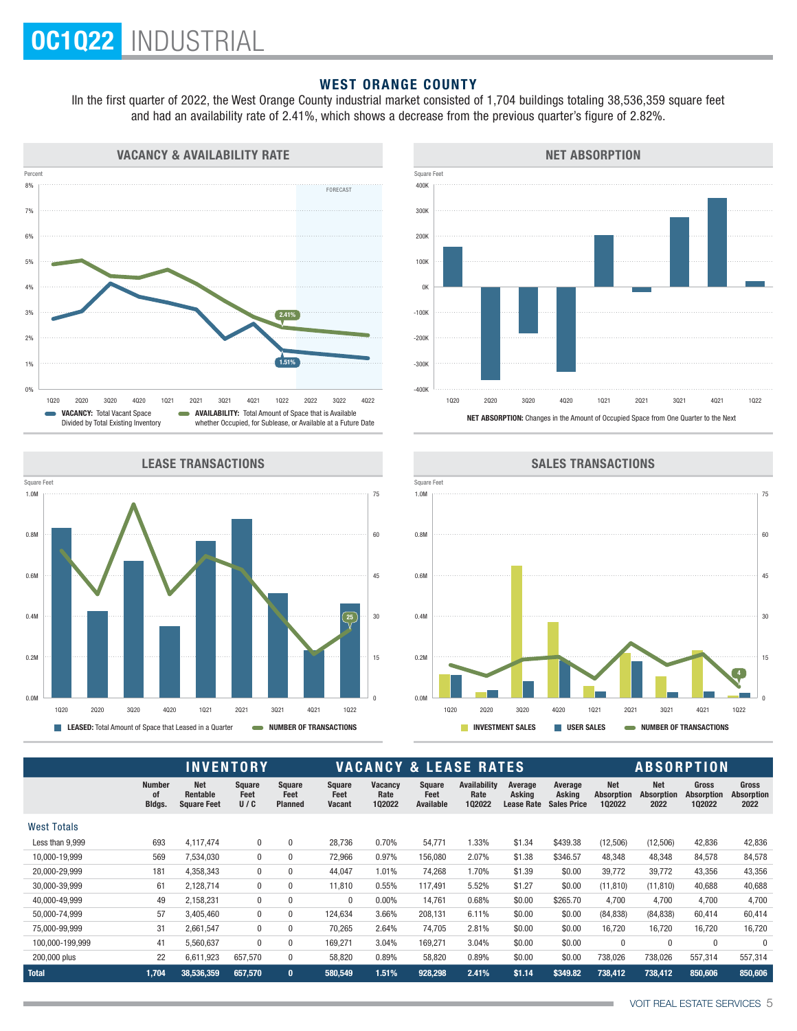# OC1Q22 INDUSTRIAL

## WEST ORANGE COUNTY

Iln the first quarter of 2022, the West Orange County industrial market consisted of 1,704 buildings totaling 38,536,359 square feet and had an availability rate of 2.41%, which shows a decrease from the previous quarter's figure of 2.82%.

### VACANCY & AVAILABILITY RATE

**VACANCY:** Total Vacant Space Divided by Total Existing Inventory

**AVAILABILITY:** Total Amount of Space that is Available whether Occupied, for Sublease, or Available at a Future Date

### NET ABSORPTION

**NET ABSORPTION:** Changes in the Amount of Occupied Space from One Quarter to the Next

### LEASE TRANSACTIONS

**LEASED:** Total Amount of Space that Leased in a Quarter

**NUMBER OF TRANSACTIONS**

### SALES TRANSACTIONS

**INVESTMENT SALES** **USER SALES** **NUMBER OF TRANSACTIONS**

| | INVENTORY | | | | VACANCY & LEASE RATES | | | | | | ABSORPTION | | | |
|---|---|---|---|---|---|---|---|---|---|---|---|---|---|---|
| | Number of Bldgs. | Net Rentable Square Feet | Square Feet U / C | Square Feet Planned | Square Feet Vacant | Vacancy Rate 1Q2022 | Square Feet Available | Availability Rate 1Q2022 | Average Asking Lease Rate | Average Asking Sales Price | Net Absorption 1Q2022 | Net Absorption 2022 | Gross Absorption 1Q2022 | Gross Absorption 2022 |
| **West Totals** | | | | | | | | | | | | | | |
| Less than 9,999 | 693 | 4,117,474 | 0 | 0 | 28,736 | 0.70% | 54,771 | 1.33% | $1.34 | $439.38 | (12,506) | (12,506) | 42,836 | 42,836 |
| 10,000-19,999 | 569 | 7,534,030 | 0 | 0 | 72,966 | 0.97% | 156,080 | 2.07% | $1.38 | $346.57 | 48,348 | 48,348 | 84,578 | 84,578 |
| 20,000-29,999 | 181 | 4,358,343 | 0 | 0 | 44,047 | 1.01% | 74,268 | 1.70% | $1.39 | $0.00 | 39,772 | 39,772 | 43,356 | 43,356 |
| 30,000-39,999 | 61 | 2,128,714 | 0 | 0 | 11,810 | 0.55% | 117,491 | 5.52% | $1.27 | $0.00 | (11,810) | (11,810) | 40,688 | 40,688 |
| 40,000-49,999 | 49 | 2,158,231 | 0 | 0 | 0 | 0.00% | 14,761 | 0.68% | $0.00 | $265.70 | 4,700 | 4,700 | 4,700 | 4,700 |
| 50,000-74,999 | 57 | 3,405,460 | 0 | 0 | 124,634 | 3.66% | 208,131 | 6.11% | $0.00 | $0.00 | (84,838) | (84,838) | 60,414 | 60,414 |
| 75,000-99,999 | 31 | 2,661,547 | 0 | 0 | 70,265 | 2.64% | 74,705 | 2.81% | $0.00 | $0.00 | 16,720 | 16,720 | 16,720 | 16,720 |
| 100,000-199,999 | 41 | 5,560,637 | 0 | 0 | 169,271 | 3.04% | 169,271 | 3.04% | $0.00 | $0.00 | 0 | 0 | 0 | 0 |
| 200,000 plus | 22 | 6,611,923 | 657,570 | 0 | 58,820 | 0.89% | 58,820 | 0.89% | $0.00 | $0.00 | 738,026 | 738,026 | 557,314 | 557,314 |
| **Total** | **1,704** | **38,536,359** | **657,570** | **0** | **580,549** | **1.51%** | **928,298** | **2.41%** | **$1.14** | **$349.82** | **738,412** | **738,412** | **850,606** | **850,606** |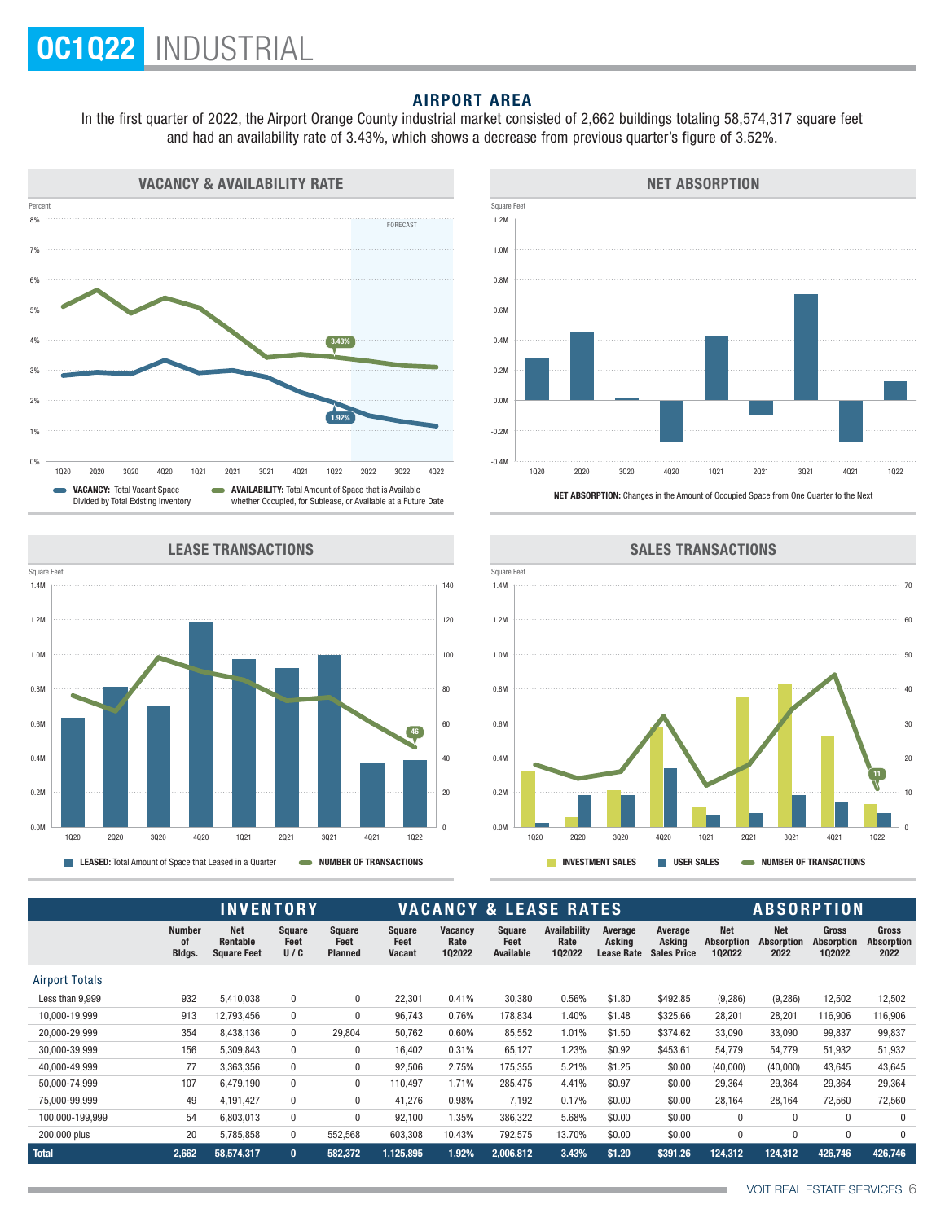# OC1Q22 INDUSTRIAL

## AIRPORT AREA

In the first quarter of 2022, the Airport Orange County industrial market consisted of 2,662 buildings totaling 58,574,317 square feet and had an availability rate of 3.43%, which shows a decrease from previous quarter's figure of 3.52%.

### VACANCY & AVAILABILITY RATE

**VACANCY:** Total Vacant Space Divided by Total Existing Inventory

**AVAILABILITY:** Total Amount of Space that is Available whether Occupied, for Sublease, or Available at a Future Date

### NET ABSORPTION

**NET ABSORPTION:** Changes in the Amount of Occupied Space from One Quarter to the Next

### LEASE TRANSACTIONS

**LEASED:** Total Amount of Space that Leased in a Quarter

**NUMBER OF TRANSACTIONS**

### SALES TRANSACTIONS

**INVESTMENT SALES** | **USER SALES** | **NUMBER OF TRANSACTIONS**

| | INVENTORY | | | | VACANCY & LEASE RATES | | | | | | ABSORPTION | | | |
|---|---|---|---|---|---|---|---|---|---|---|---|---|---|---|
| | Number of Bldgs. | Net Rentable Square Feet | Square Feet U / C | Square Feet Planned | Square Feet Vacant | Vacancy Rate 1Q2022 | Square Feet Available | Availability Rate 1Q2022 | Average Asking Lease Rate | Average Asking Sales Price | Net Absorption 1Q2022 | Net Absorption 2022 | Gross Absorption 1Q2022 | Gross Absorption 2022 |
| **Airport Totals** | | | | | | | | | | | | | | |
| Less than 9,999 | 932 | 5,410,038 | 0 | 0 | 22,301 | 0.41% | 30,380 | 0.56% | $1.80 | $492.85 | (9,286) | (9,286) | 12,502 | 12,502 |
| 10,000-19,999 | 913 | 12,793,456 | 0 | 0 | 96,743 | 0.76% | 178,834 | 1.40% | $1.48 | $325.66 | 28,201 | 28,201 | 116,906 | 116,906 |
| 20,000-29,999 | 354 | 8,438,136 | 0 | 29,804 | 50,762 | 0.60% | 85,552 | 1.01% | $1.50 | $374.62 | 33,090 | 33,090 | 99,837 | 99,837 |
| 30,000-39,999 | 156 | 5,309,843 | 0 | 0 | 16,402 | 0.31% | 65,127 | 1.23% | $0.92 | $453.61 | 54,779 | 54,779 | 51,932 | 51,932 |
| 40,000-49,999 | 77 | 3,363,356 | 0 | 0 | 92,506 | 2.75% | 175,355 | 5.21% | $1.25 | $0.00 | (40,000) | (40,000) | 43,645 | 43,645 |
| 50,000-74,999 | 107 | 6,479,190 | 0 | 0 | 110,497 | 1.71% | 285,475 | 4.41% | $0.97 | $0.00 | 29,364 | 29,364 | 29,364 | 29,364 |
| 75,000-99,999 | 49 | 4,191,427 | 0 | 0 | 41,276 | 0.98% | 7,192 | 0.17% | $0.00 | $0.00 | 28,164 | 28,164 | 72,560 | 72,560 |
| 100,000-199,999 | 54 | 6,803,013 | 0 | 0 | 92,100 | 1.35% | 386,322 | 5.68% | $0.00 | $0.00 | 0 | 0 | 0 | 0 |
| 200,000 plus | 20 | 5,785,858 | 0 | 552,568 | 603,308 | 10.43% | 792,575 | 13.70% | $0.00 | $0.00 | 0 | 0 | 0 | 0 |
| **Total** | **2,662** | **58,574,317** | **0** | **582,372** | **1,125,895** | **1.92%** | **2,006,812** | **3.43%** | **$1.20** | **$391.26** | **124,312** | **124,312** | **426,746** | **426,746** |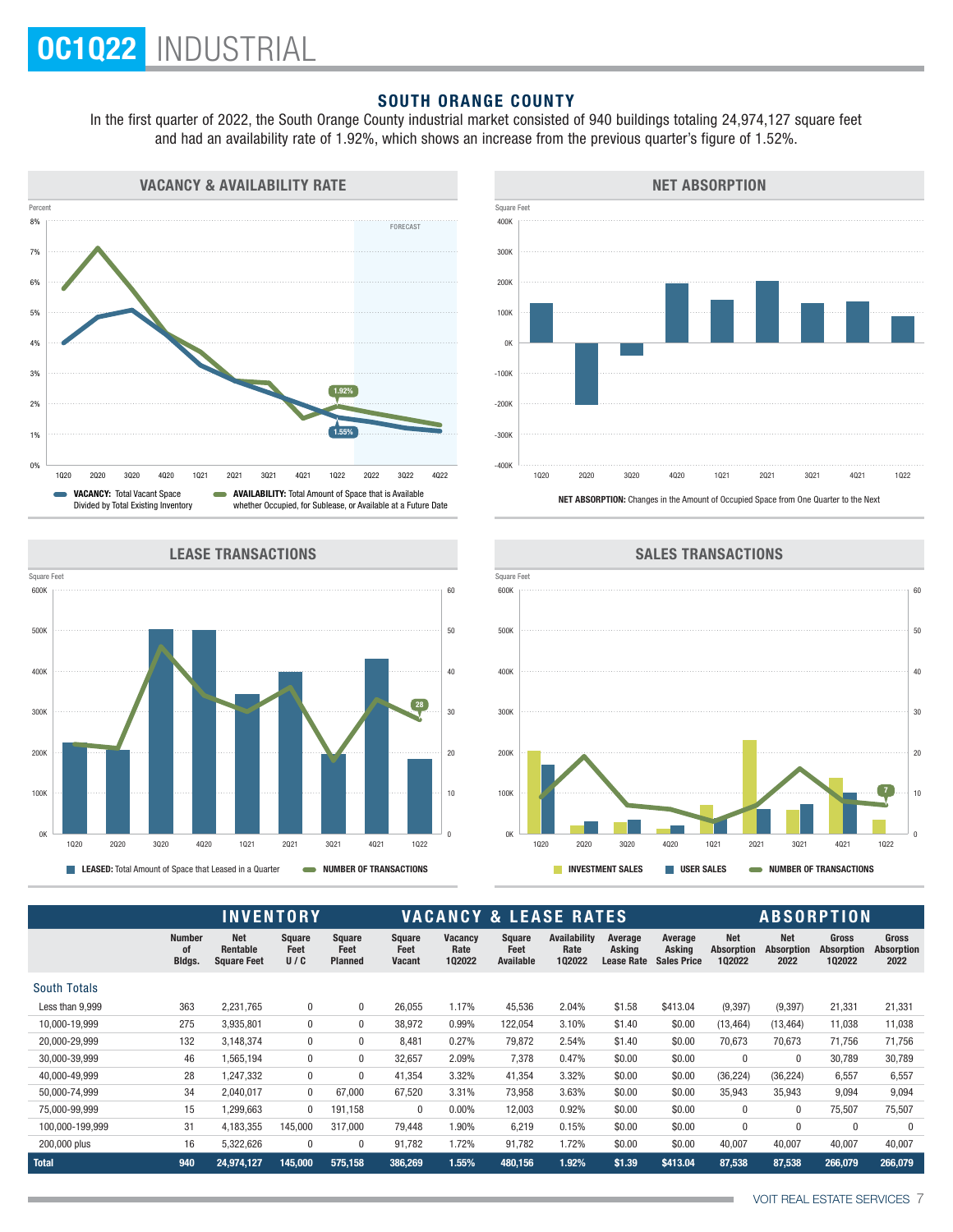# OC1Q22 INDUSTRIAL

## SOUTH ORANGE COUNTY

In the first quarter of 2022, the South Orange County industrial market consisted of 940 buildings totaling 24,974,127 square feet and had an availability rate of 1.92%, which shows an increase from the previous quarter's figure of 1.52%.

### VACANCY & AVAILABILITY RATE

**VACANCY:** Total Vacant Space Divided by Total Existing Inventory

**AVAILABILITY:** Total Amount of Space that is Available whether Occupied, for Sublease, or Available at a Future Date

### NET ABSORPTION

**NET ABSORPTION:** Changes in the Amount of Occupied Space from One Quarter to the Next

### LEASE TRANSACTIONS

**LEASED:** Total Amount of Space that Leased in a Quarter — **NUMBER OF TRANSACTIONS**

### SALES TRANSACTIONS

**INVESTMENT SALES** — **USER SALES** — **NUMBER OF TRANSACTIONS**

| | INVENTORY | | | | VACANCY & LEASE RATES | | | | | | ABSORPTION | | | |
|---|---|---|---|---|---|---|---|---|---|---|---|---|---|---|
| | Number of Bldgs. | Net Rentable Square Feet | Square Feet U / C | Square Feet Planned | Square Feet Vacant | Vacancy Rate 1Q2022 | Square Feet Available | Availability Rate 1Q2022 | Average Asking Lease Rate | Average Asking Sales Price | Net Absorption 1Q2022 | Net Absorption 2022 | Gross Absorption 1Q2022 | Gross Absorption 2022 |
| **South Totals** | | | | | | | | | | | | | | |
| Less than 9,999 | 363 | 2,231,765 | 0 | 0 | 26,055 | 1.17% | 45,536 | 2.04% | $1.58 | $413.04 | (9,397) | (9,397) | 21,331 | 21,331 |
| 10,000-19,999 | 275 | 3,935,801 | 0 | 0 | 38,972 | 0.99% | 122,054 | 3.10% | $1.40 | $0.00 | (13,464) | (13,464) | 11,038 | 11,038 |
| 20,000-29,999 | 132 | 3,148,374 | 0 | 0 | 8,481 | 0.27% | 79,872 | 2.54% | $1.40 | $0.00 | 70,673 | 70,673 | 71,756 | 71,756 |
| 30,000-39,999 | 46 | 1,565,194 | 0 | 0 | 32,657 | 2.09% | 7,378 | 0.47% | $0.00 | $0.00 | 0 | 0 | 30,789 | 30,789 |
| 40,000-49,999 | 28 | 1,247,332 | 0 | 0 | 41,354 | 3.32% | 41,354 | 3.32% | $0.00 | $0.00 | (36,224) | (36,224) | 6,557 | 6,557 |
| 50,000-74,999 | 34 | 2,040,017 | 0 | 67,000 | 67,520 | 3.31% | 73,958 | 3.63% | $0.00 | $0.00 | 35,943 | 35,943 | 9,094 | 9,094 |
| 75,000-99,999 | 15 | 1,299,663 | 0 | 191,158 | 0 | 0.00% | 12,003 | 0.92% | $0.00 | $0.00 | 0 | 0 | 75,507 | 75,507 |
| 100,000-199,999 | 31 | 4,183,355 | 145,000 | 317,000 | 79,448 | 1.90% | 6,219 | 0.15% | $0.00 | $0.00 | 0 | 0 | 0 | 0 |
| 200,000 plus | 16 | 5,322,626 | 0 | 0 | 91,782 | 1.72% | 91,782 | 1.72% | $0.00 | $0.00 | 40,007 | 40,007 | 40,007 | 40,007 |
| **Total** | **940** | **24,974,127** | **145,000** | **575,158** | **386,269** | **1.55%** | **480,156** | **1.92%** | **$1.39** | **$413.04** | **87,538** | **87,538** | **266,079** | **266,079** |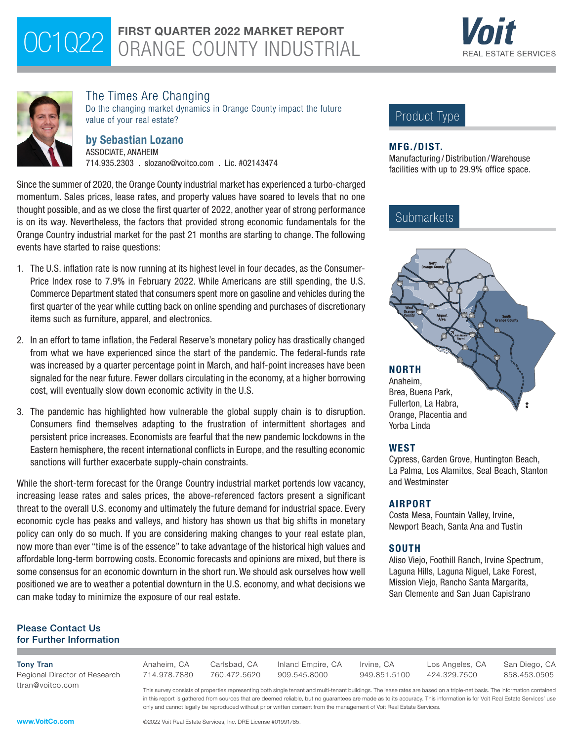# OC1Q22 FIRST QUARTER 2022 MARKET REPORT ORANGE COUNTY INDUSTRIAL

Voit REAL ESTATE SERVICES

## The Times Are Changing

Do the changing market dynamics in Orange County impact the future value of your real estate?

**by Sebastian Lozano**
ASSOCIATE, ANAHEIM
714.935.2303 . slozano@voitco.com . Lic. #02143474

Since the summer of 2020, the Orange County industrial market has experienced a turbo-charged momentum. Sales prices, lease rates, and property values have soared to levels that no one thought possible, and as we close the first quarter of 2022, another year of strong performance is on its way. Nevertheless, the factors that provided strong economic fundamentals for the Orange Country industrial market for the past 21 months are starting to change. The following events have started to raise questions:

1. The U.S. inflation rate is now running at its highest level in four decades, as the Consumer-Price Index rose to 7.9% in February 2022. While Americans are still spending, the U.S. Commerce Department stated that consumers spent more on gasoline and vehicles during the first quarter of the year while cutting back on online spending and purchases of discretionary items such as furniture, apparel, and electronics.
2. In an effort to tame inflation, the Federal Reserve's monetary policy has drastically changed from what we have experienced since the start of the pandemic. The federal-funds rate was increased by a quarter percentage point in March, and half-point increases have been signaled for the near future. Fewer dollars circulating in the economy, at a higher borrowing cost, will eventually slow down economic activity in the U.S.
3. The pandemic has highlighted how vulnerable the global supply chain is to disruption. Consumers find themselves adapting to the frustration of intermittent shortages and persistent price increases. Economists are fearful that the new pandemic lockdowns in the Eastern hemisphere, the recent international conflicts in Europe, and the resulting economic sanctions will further exacerbate supply-chain constraints.

While the short-term forecast for the Orange Country industrial market portends low vacancy, increasing lease rates and sales prices, the above-referenced factors present a significant threat to the overall U.S. economy and ultimately the future demand for industrial space. Every economic cycle has peaks and valleys, and history has shown us that big shifts in monetary policy can only do so much. If you are considering making changes to your real estate plan, now more than ever "time is of the essence" to take advantage of the historical high values and affordable long-term borrowing costs. Economic forecasts and opinions are mixed, but there is some consensus for an economic downturn in the short run. We should ask ourselves how well positioned we are to weather a potential downturn in the U.S. economy, and what decisions we can make today to minimize the exposure of our real estate.

## Product Type

**MFG./DIST.**
Manufacturing / Distribution / Warehouse facilities with up to 29.9% office space.

## Submarkets

North Orange County
West Orange County
Airport Area
John Wayne Airport
South Orange County

**NORTH**
Anaheim, Brea, Buena Park, Fullerton, La Habra, Orange, Placentia and Yorba Linda

**WEST**
Cypress, Garden Grove, Huntington Beach, La Palma, Los Alamitos, Seal Beach, Stanton and Westminster

**AIRPORT**
Costa Mesa, Fountain Valley, Irvine, Newport Beach, Santa Ana and Tustin

**SOUTH**
Aliso Viejo, Foothill Ranch, Irvine Spectrum, Laguna Hills, Laguna Niguel, Lake Forest, Mission Viejo, Rancho Santa Margarita, San Clemente and San Juan Capistrano

**Please Contact Us for Further Information**

**Tony Tran**
Regional Director of Research
ttran@voitco.com

| | | | | | |
|---|---|---|---|---|---|
| Anaheim, CA | Carlsbad, CA | Inland Empire, CA | Irvine, CA | Los Angeles, CA | San Diego, CA |
| 714.978.7880 | 760.472.5620 | 909.545.8000 | 949.851.5100 | 424.329.7500 | 858.453.0505 |

This survey consists of properties representing both single tenant and multi-tenant buildings. The lease rates are based on a triple-net basis. The information contained in this report is gathered from sources that are deemed reliable, but no guarantees are made as to its accuracy. This information is for Voit Real Estate Services' use only and cannot legally be reproduced without prior written consent from the management of Voit Real Estate Services.

www.VoitCo.com

©2022 Voit Real Estate Services, Inc. DRE License #01991785.